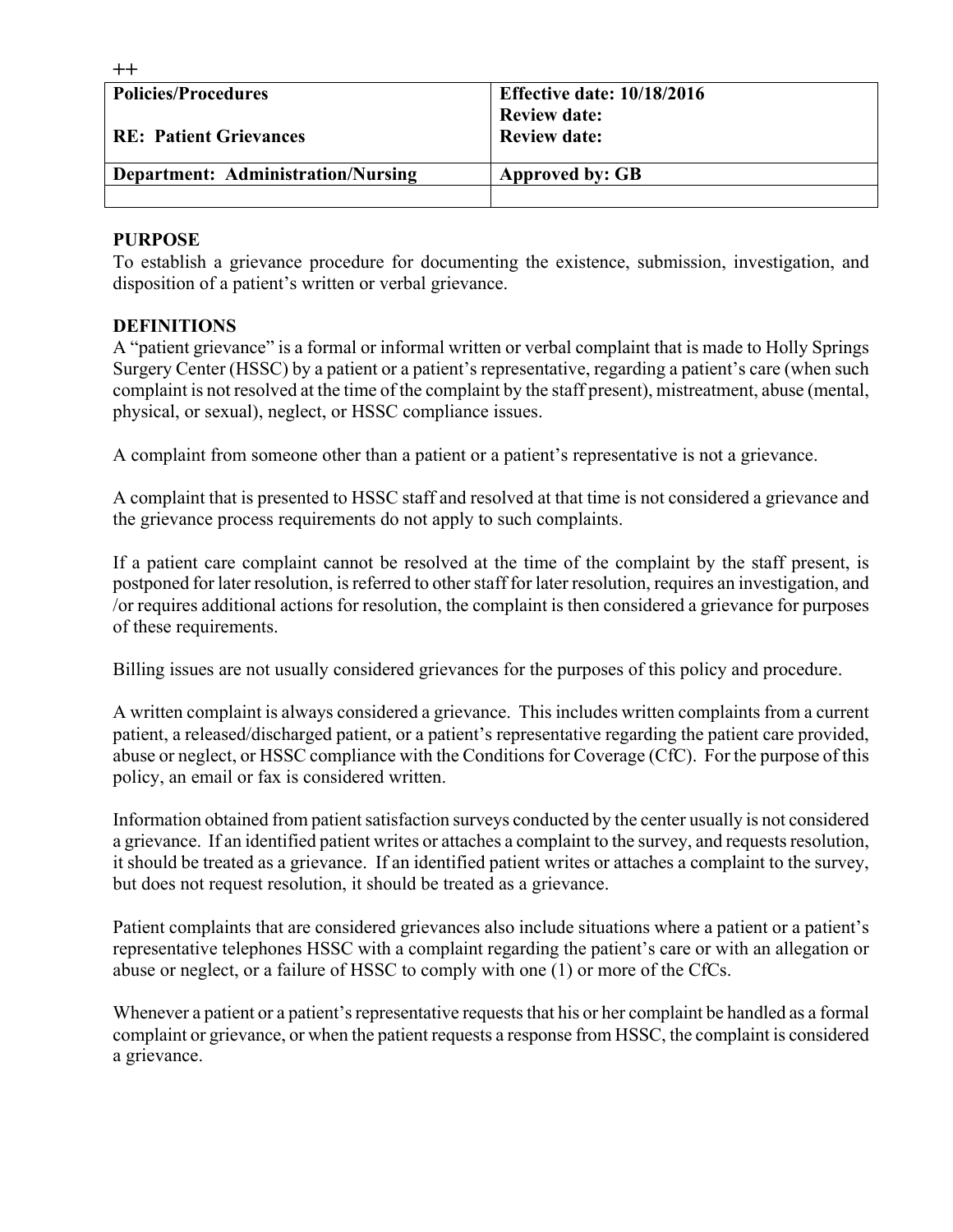++

| Policies/Procedures<br><br>RE: Patient Grievances | Effective date: 10/18/2016<br>Review date:<br>Review date: |
|---|---|
| **Department: Administration/Nursing** | **Approved by: GB** |
| | |

**PURPOSE**
To establish a grievance procedure for documenting the existence, submission, investigation, and disposition of a patient's written or verbal grievance.

**DEFINITIONS**
A "patient grievance" is a formal or informal written or verbal complaint that is made to Holly Springs Surgery Center (HSSC) by a patient or a patient's representative, regarding a patient's care (when such complaint is not resolved at the time of the complaint by the staff present), mistreatment, abuse (mental, physical, or sexual), neglect, or HSSC compliance issues.

A complaint from someone other than a patient or a patient's representative is not a grievance.

A complaint that is presented to HSSC staff and resolved at that time is not considered a grievance and the grievance process requirements do not apply to such complaints.

If a patient care complaint cannot be resolved at the time of the complaint by the staff present, is postponed for later resolution, is referred to other staff for later resolution, requires an investigation, and /or requires additional actions for resolution, the complaint is then considered a grievance for purposes of these requirements.

Billing issues are not usually considered grievances for the purposes of this policy and procedure.

A written complaint is always considered a grievance. This includes written complaints from a current patient, a released/discharged patient, or a patient's representative regarding the patient care provided, abuse or neglect, or HSSC compliance with the Conditions for Coverage (CfC). For the purpose of this policy, an email or fax is considered written.

Information obtained from patient satisfaction surveys conducted by the center usually is not considered a grievance. If an identified patient writes or attaches a complaint to the survey, and requests resolution, it should be treated as a grievance. If an identified patient writes or attaches a complaint to the survey, but does not request resolution, it should be treated as a grievance.

Patient complaints that are considered grievances also include situations where a patient or a patient's representative telephones HSSC with a complaint regarding the patient's care or with an allegation or abuse or neglect, or a failure of HSSC to comply with one (1) or more of the CfCs.

Whenever a patient or a patient's representative requests that his or her complaint be handled as a formal complaint or grievance, or when the patient requests a response from HSSC, the complaint is considered a grievance.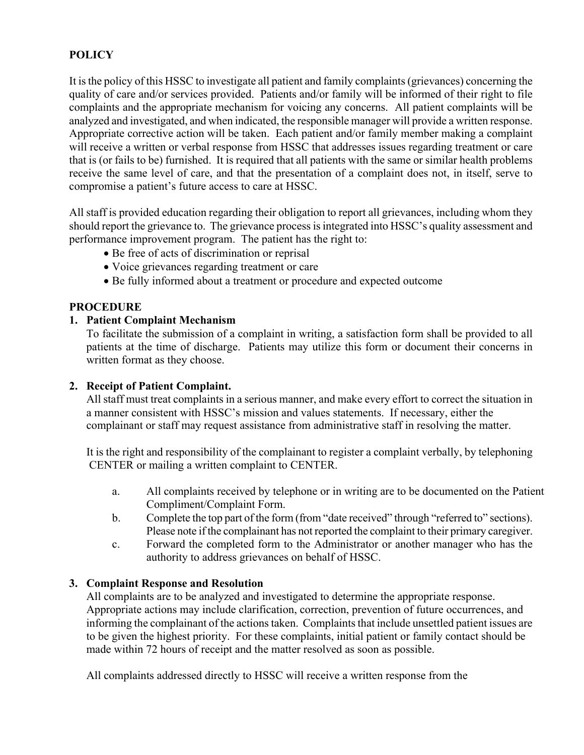**POLICY**

It is the policy of this HSSC to investigate all patient and family complaints (grievances) concerning the quality of care and/or services provided. Patients and/or family will be informed of their right to file complaints and the appropriate mechanism for voicing any concerns. All patient complaints will be analyzed and investigated, and when indicated, the responsible manager will provide a written response. Appropriate corrective action will be taken. Each patient and/or family member making a complaint will receive a written or verbal response from HSSC that addresses issues regarding treatment or care that is (or fails to be) furnished. It is required that all patients with the same or similar health problems receive the same level of care, and that the presentation of a complaint does not, in itself, serve to compromise a patient's future access to care at HSSC.

All staff is provided education regarding their obligation to report all grievances, including whom they should report the grievance to. The grievance process is integrated into HSSC's quality assessment and performance improvement program. The patient has the right to:

- Be free of acts of discrimination or reprisal
- Voice grievances regarding treatment or care
- Be fully informed about a treatment or procedure and expected outcome

**PROCEDURE**

1. **Patient Complaint Mechanism**
   To facilitate the submission of a complaint in writing, a satisfaction form shall be provided to all patients at the time of discharge. Patients may utilize this form or document their concerns in written format as they choose.

2. **Receipt of Patient Complaint.**
   All staff must treat complaints in a serious manner, and make every effort to correct the situation in a manner consistent with HSSC's mission and values statements. If necessary, either the complainant or staff may request assistance from administrative staff in resolving the matter.

   It is the right and responsibility of the complainant to register a complaint verbally, by telephoning CENTER or mailing a written complaint to CENTER.

   a. All complaints received by telephone or in writing are to be documented on the Patient Compliment/Complaint Form.
   b. Complete the top part of the form (from "date received" through "referred to" sections). Please note if the complainant has not reported the complaint to their primary caregiver.
   c. Forward the completed form to the Administrator or another manager who has the authority to address grievances on behalf of HSSC.

3. **Complaint Response and Resolution**
   All complaints are to be analyzed and investigated to determine the appropriate response. Appropriate actions may include clarification, correction, prevention of future occurrences, and informing the complainant of the actions taken. Complaints that include unsettled patient issues are to be given the highest priority. For these complaints, initial patient or family contact should be made within 72 hours of receipt and the matter resolved as soon as possible.

   All complaints addressed directly to HSSC will receive a written response from the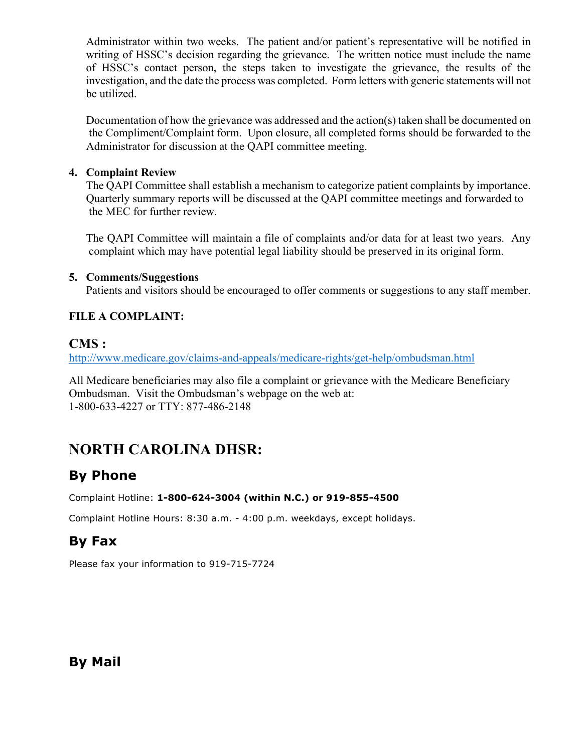Administrator within two weeks. The patient and/or patient's representative will be notified in writing of HSSC's decision regarding the grievance. The written notice must include the name of HSSC's contact person, the steps taken to investigate the grievance, the results of the investigation, and the date the process was completed. Form letters with generic statements will not be utilized.

Documentation of how the grievance was addressed and the action(s) taken shall be documented on the Compliment/Complaint form. Upon closure, all completed forms should be forwarded to the Administrator for discussion at the QAPI committee meeting.

4. **Complaint Review**
   The QAPI Committee shall establish a mechanism to categorize patient complaints by importance. Quarterly summary reports will be discussed at the QAPI committee meetings and forwarded to the MEC for further review.

   The QAPI Committee will maintain a file of complaints and/or data for at least two years. Any complaint which may have potential legal liability should be preserved in its original form.

5. **Comments/Suggestions**
   Patients and visitors should be encouraged to offer comments or suggestions to any staff member.

**FILE A COMPLAINT:**

## CMS :

http://www.medicare.gov/claims-and-appeals/medicare-rights/get-help/ombudsman.html

All Medicare beneficiaries may also file a complaint or grievance with the Medicare Beneficiary Ombudsman. Visit the Ombudsman's webpage on the web at:
1-800-633-4227 or TTY: 877-486-2148

# NORTH CAROLINA DHSR:

## By Phone

Complaint Hotline: **1-800-624-3004 (within N.C.) or 919-855-4500**

Complaint Hotline Hours: 8:30 a.m. - 4:00 p.m. weekdays, except holidays.

## By Fax

Please fax your information to 919-715-7724

## By Mail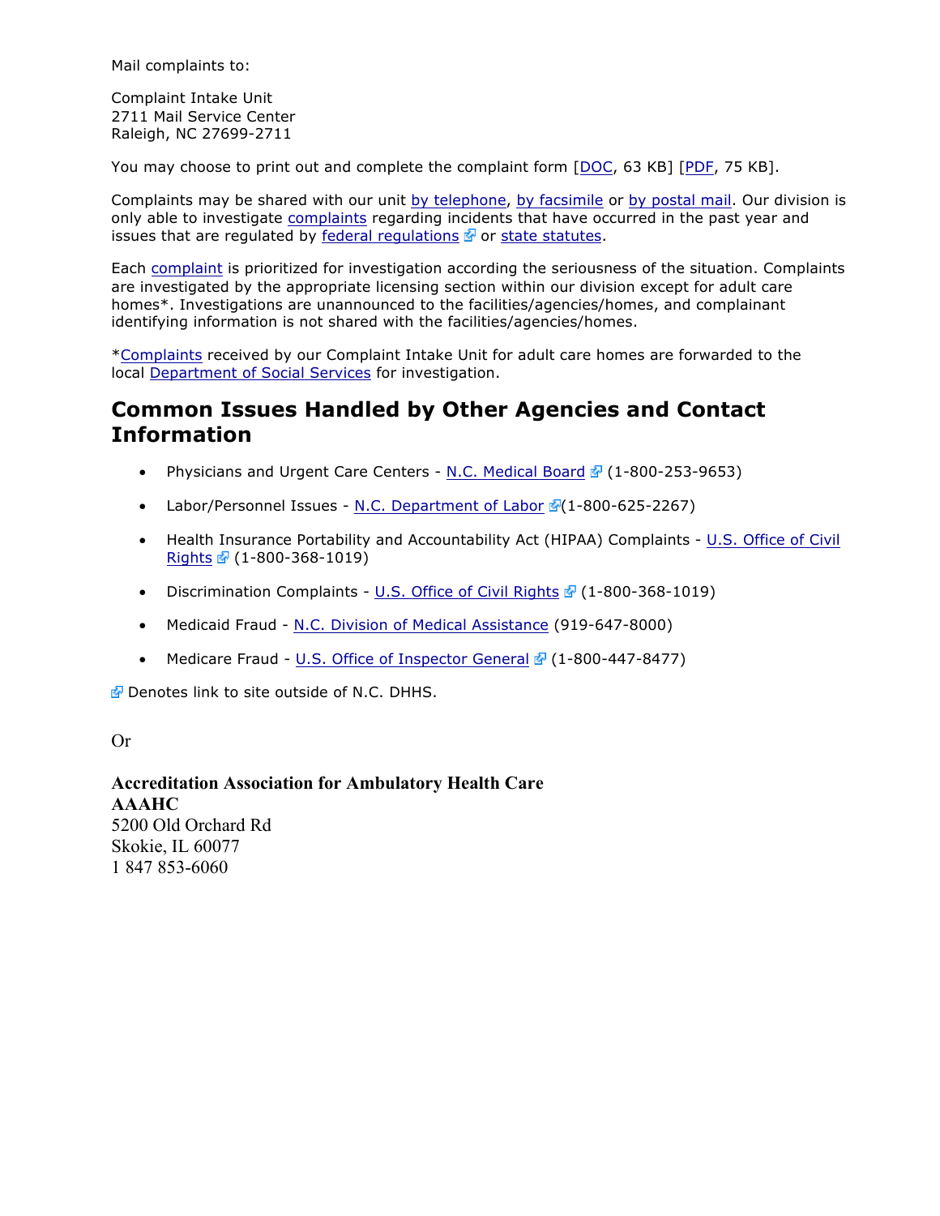Mail complaints to:

Complaint Intake Unit
2711 Mail Service Center
Raleigh, NC 27699-2711

You may choose to print out and complete the complaint form [DOC, 63 KB] [PDF, 75 KB].

Complaints may be shared with our unit by telephone, by facsimile or by postal mail. Our division is only able to investigate complaints regarding incidents that have occurred in the past year and issues that are regulated by federal regulations or state statutes.

Each complaint is prioritized for investigation according the seriousness of the situation. Complaints are investigated by the appropriate licensing section within our division except for adult care homes*. Investigations are unannounced to the facilities/agencies/homes, and complainant identifying information is not shared with the facilities/agencies/homes.

*Complaints received by our Complaint Intake Unit for adult care homes are forwarded to the local Department of Social Services for investigation.

## Common Issues Handled by Other Agencies and Contact Information

- Physicians and Urgent Care Centers - N.C. Medical Board (1-800-253-9653)
- Labor/Personnel Issues - N.C. Department of Labor (1-800-625-2267)
- Health Insurance Portability and Accountability Act (HIPAA) Complaints - U.S. Office of Civil Rights (1-800-368-1019)
- Discrimination Complaints - U.S. Office of Civil Rights (1-800-368-1019)
- Medicaid Fraud - N.C. Division of Medical Assistance (919-647-8000)
- Medicare Fraud - U.S. Office of Inspector General (1-800-447-8477)

Denotes link to site outside of N.C. DHHS.

Or

**Accreditation Association for Ambulatory Health Care**
**AAAHC**
5200 Old Orchard Rd
Skokie, IL 60077
1 847 853-6060